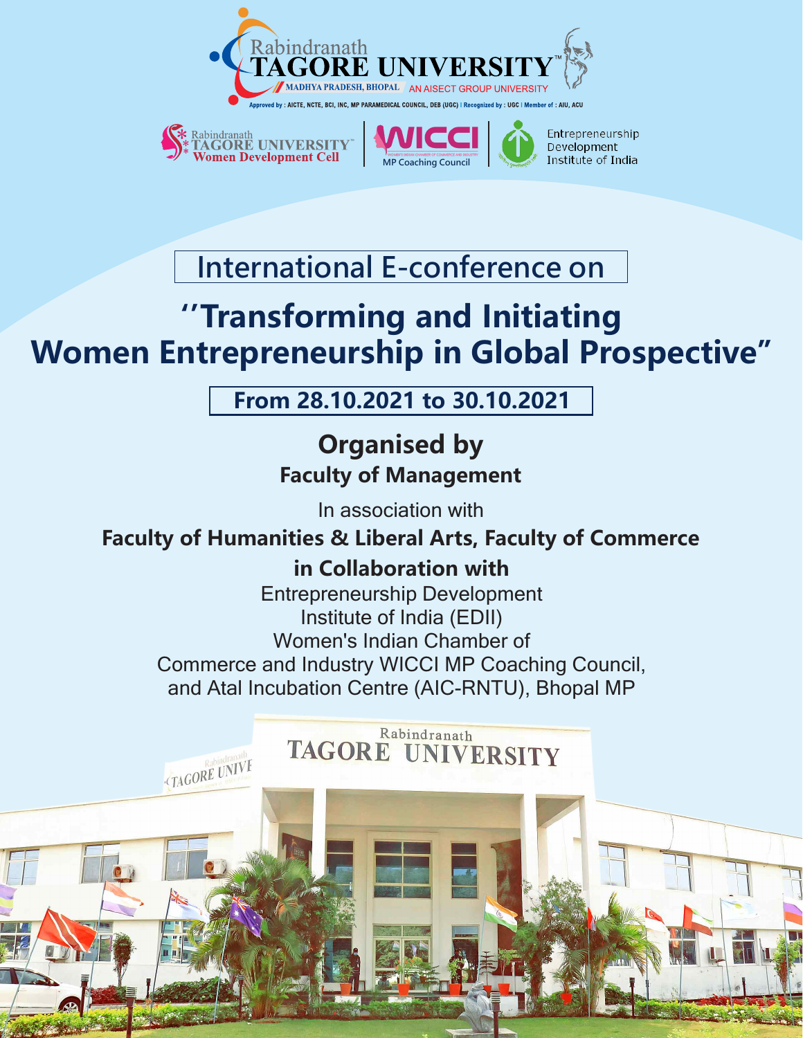Rabindranath
# TAGORE UNIVERSITY™

MADHYA PRADESH, BHOPAL AN AISECT GROUP UNIVERSITY

Approved by : AICTE, NCTE, BCI, INC, MP PARAMEDICAL COUNCIL, DEB (UGC) | Recognized by : UGC | Member of : AIU, ACU

Rabindranath TAGORE UNIVERSITY™ Women Development Cell | WICCI MP Coaching Council | Entrepreneurship Development Institute of India

## International E-conference on

# "Transforming and Initiating Women Entrepreneurship in Global Prospective"

**From 28.10.2021 to 30.10.2021**

## Organised by

### Faculty of Management

In association with

**Faculty of Humanities & Liberal Arts, Faculty of Commerce**

**in Collaboration with**

Entrepreneurship Development Institute of India (EDII)
Women's Indian Chamber of Commerce and Industry WICCI MP Coaching Council,
and Atal Incubation Centre (AIC-RNTU), Bhopal MP

Rabindranath TAGORE UNIVERSITY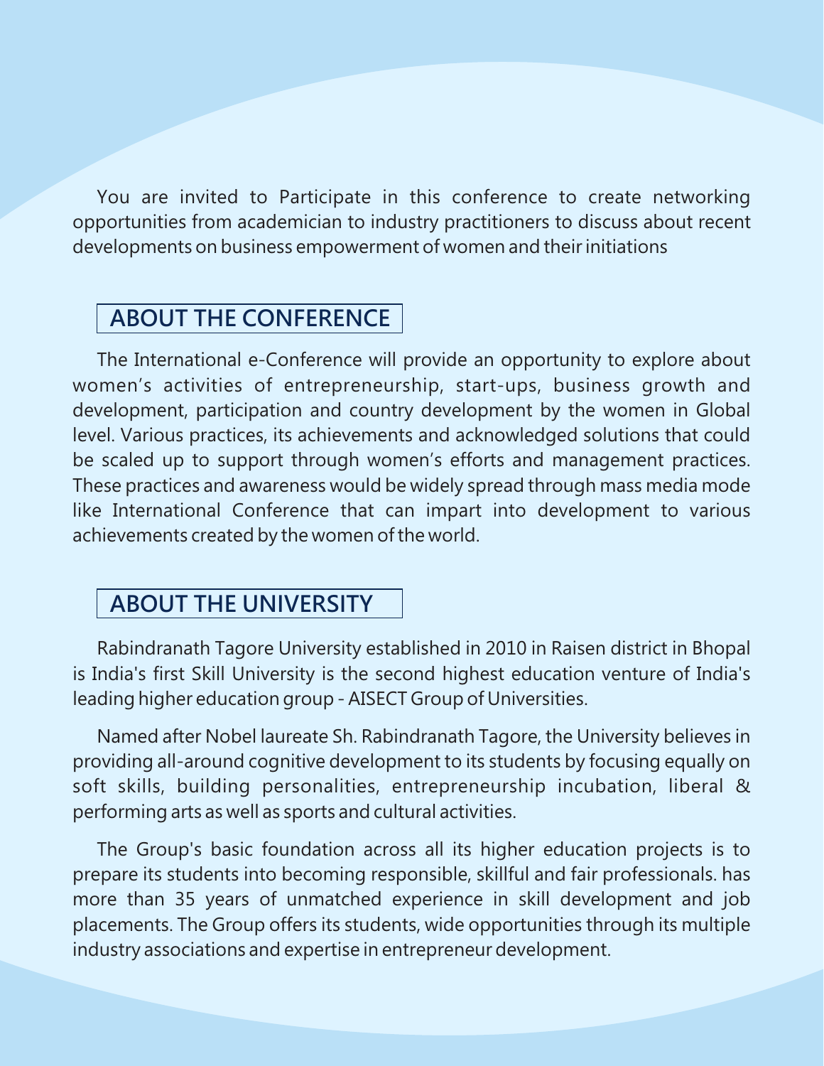You are invited to Participate in this conference to create networking opportunities from academician to industry practitioners to discuss about recent developments on business empowerment of women and their initiations

## ABOUT THE CONFERENCE

The International e-Conference will provide an opportunity to explore about women's activities of entrepreneurship, start-ups, business growth and development, participation and country development by the women in Global level. Various practices, its achievements and acknowledged solutions that could be scaled up to support through women's efforts and management practices. These practices and awareness would be widely spread through mass media mode like International Conference that can impart into development to various achievements created by the women of the world.

## ABOUT THE UNIVERSITY

Rabindranath Tagore University established in 2010 in Raisen district in Bhopal is India's first Skill University is the second highest education venture of India's leading higher education group - AISECT Group of Universities.

Named after Nobel laureate Sh. Rabindranath Tagore, the University believes in providing all-around cognitive development to its students by focusing equally on soft skills, building personalities, entrepreneurship incubation, liberal & performing arts as well as sports and cultural activities.

The Group's basic foundation across all its higher education projects is to prepare its students into becoming responsible, skillful and fair professionals. has more than 35 years of unmatched experience in skill development and job placements. The Group offers its students, wide opportunities through its multiple industry associations and expertise in entrepreneur development.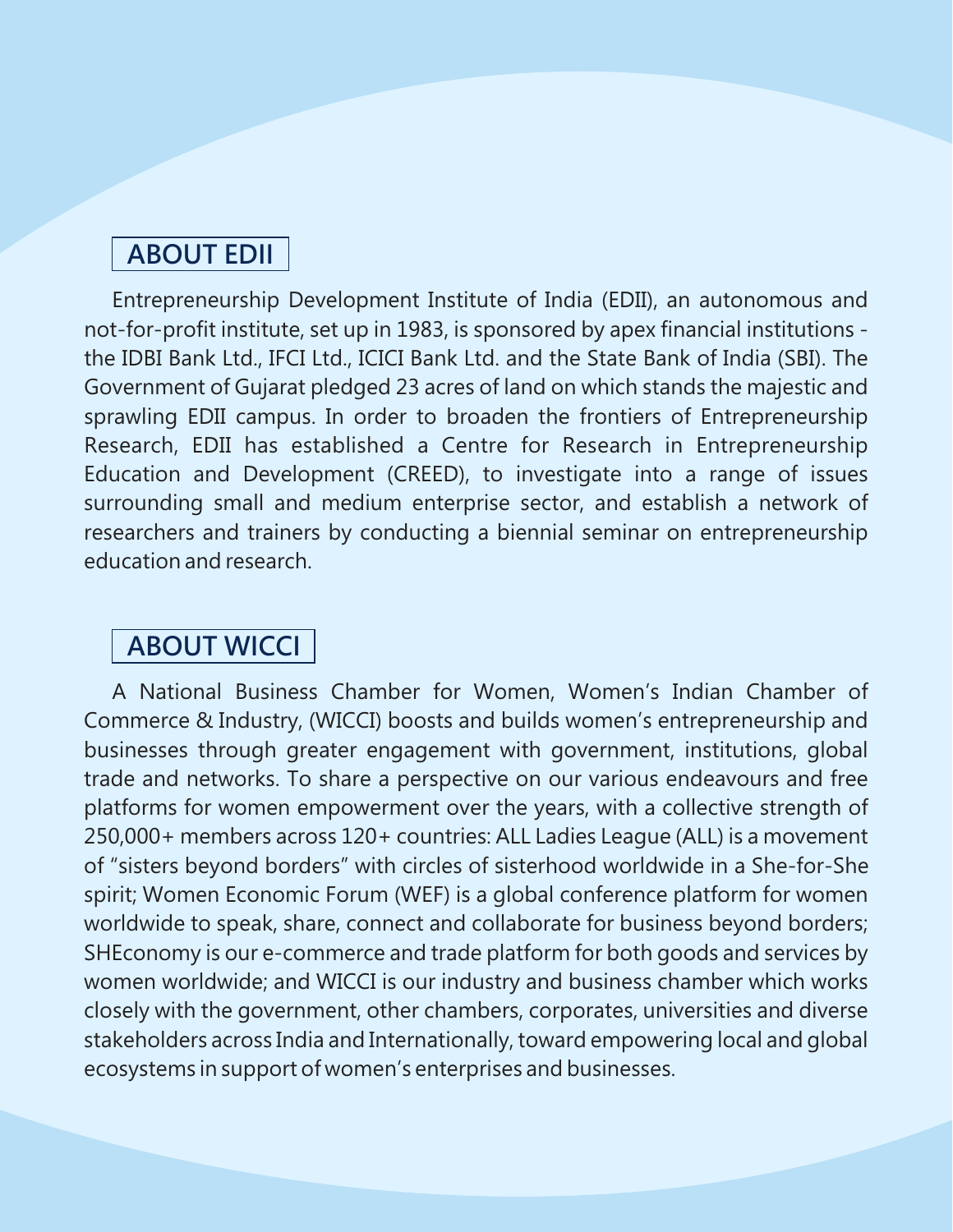## ABOUT EDII

Entrepreneurship Development Institute of India (EDII), an autonomous and not-for-profit institute, set up in 1983, is sponsored by apex financial institutions - the IDBI Bank Ltd., IFCI Ltd., ICICI Bank Ltd. and the State Bank of India (SBI). The Government of Gujarat pledged 23 acres of land on which stands the majestic and sprawling EDII campus. In order to broaden the frontiers of Entrepreneurship Research, EDII has established a Centre for Research in Entrepreneurship Education and Development (CREED), to investigate into a range of issues surrounding small and medium enterprise sector, and establish a network of researchers and trainers by conducting a biennial seminar on entrepreneurship education and research.

## ABOUT WICCI

A National Business Chamber for Women, Women's Indian Chamber of Commerce & Industry, (WICCI) boosts and builds women's entrepreneurship and businesses through greater engagement with government, institutions, global trade and networks. To share a perspective on our various endeavours and free platforms for women empowerment over the years, with a collective strength of 250,000+ members across 120+ countries: ALL Ladies League (ALL) is a movement of "sisters beyond borders" with circles of sisterhood worldwide in a She-for-She spirit; Women Economic Forum (WEF) is a global conference platform for women worldwide to speak, share, connect and collaborate for business beyond borders; SHEconomy is our e-commerce and trade platform for both goods and services by women worldwide; and WICCI is our industry and business chamber which works closely with the government, other chambers, corporates, universities and diverse stakeholders across India and Internationally, toward empowering local and global ecosystems in support of women's enterprises and businesses.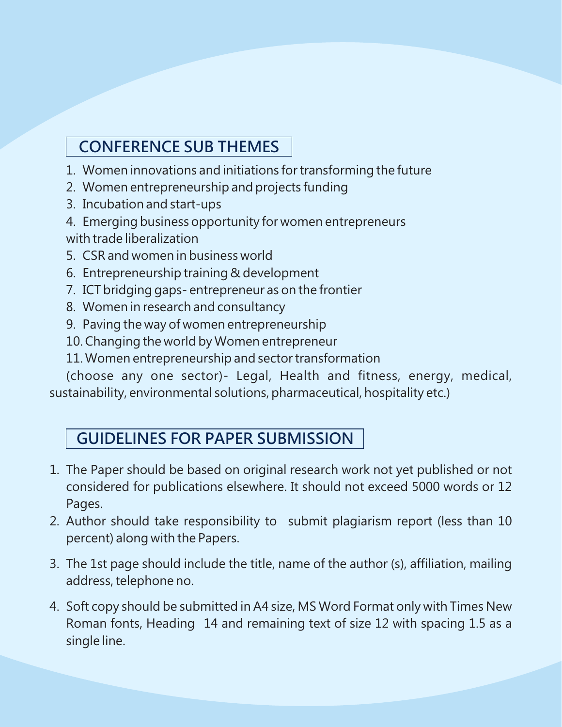## CONFERENCE SUB THEMES

1. Women innovations and initiations for transforming the future
2. Women entrepreneurship and projects funding
3. Incubation and start-ups
4. Emerging business opportunity for women entrepreneurs with trade liberalization
5. CSR and women in business world
6. Entrepreneurship training & development
7. ICT bridging gaps- entrepreneur as on the frontier
8. Women in research and consultancy
9. Paving the way of women entrepreneurship
10. Changing the world by Women entrepreneur
11. Women entrepreneurship and sector transformation

(choose any one sector)- Legal, Health and fitness, energy, medical, sustainability, environmental solutions, pharmaceutical, hospitality etc.)

## GUIDELINES FOR PAPER SUBMISSION

1. The Paper should be based on original research work not yet published or not considered for publications elsewhere. It should not exceed 5000 words or 12 Pages.
2. Author should take responsibility to submit plagiarism report (less than 10 percent) along with the Papers.
3. The 1st page should include the title, name of the author (s), affiliation, mailing address, telephone no.
4. Soft copy should be submitted in A4 size, MS Word Format only with Times New Roman fonts, Heading 14 and remaining text of size 12 with spacing 1.5 as a single line.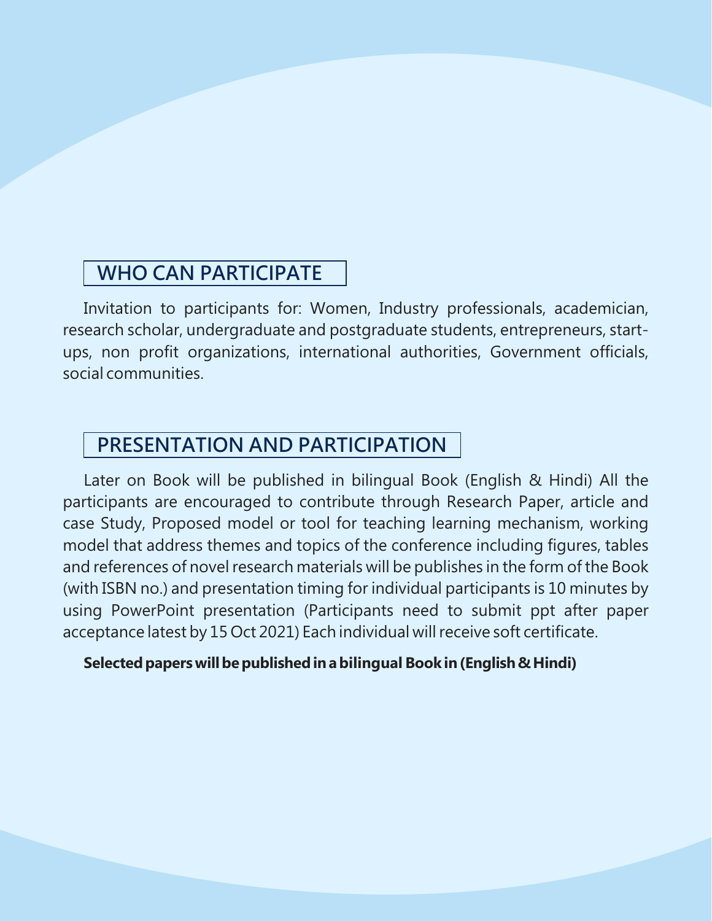## WHO CAN PARTICIPATE

Invitation to participants for: Women, Industry professionals, academician, research scholar, undergraduate and postgraduate students, entrepreneurs, start-ups, non profit organizations, international authorities, Government officials, social communities.

## PRESENTATION AND PARTICIPATION

Later on Book will be published in bilingual Book (English & Hindi) All the participants are encouraged to contribute through Research Paper, article and case Study, Proposed model or tool for teaching learning mechanism, working model that address themes and topics of the conference including figures, tables and references of novel research materials will be publishes in the form of the Book (with ISBN no.) and presentation timing for individual participants is 10 minutes by using PowerPoint presentation (Participants need to submit ppt after paper acceptance latest by 15 Oct 2021) Each individual will receive soft certificate.

**Selected papers will be published in a bilingual Book in (English & Hindi)**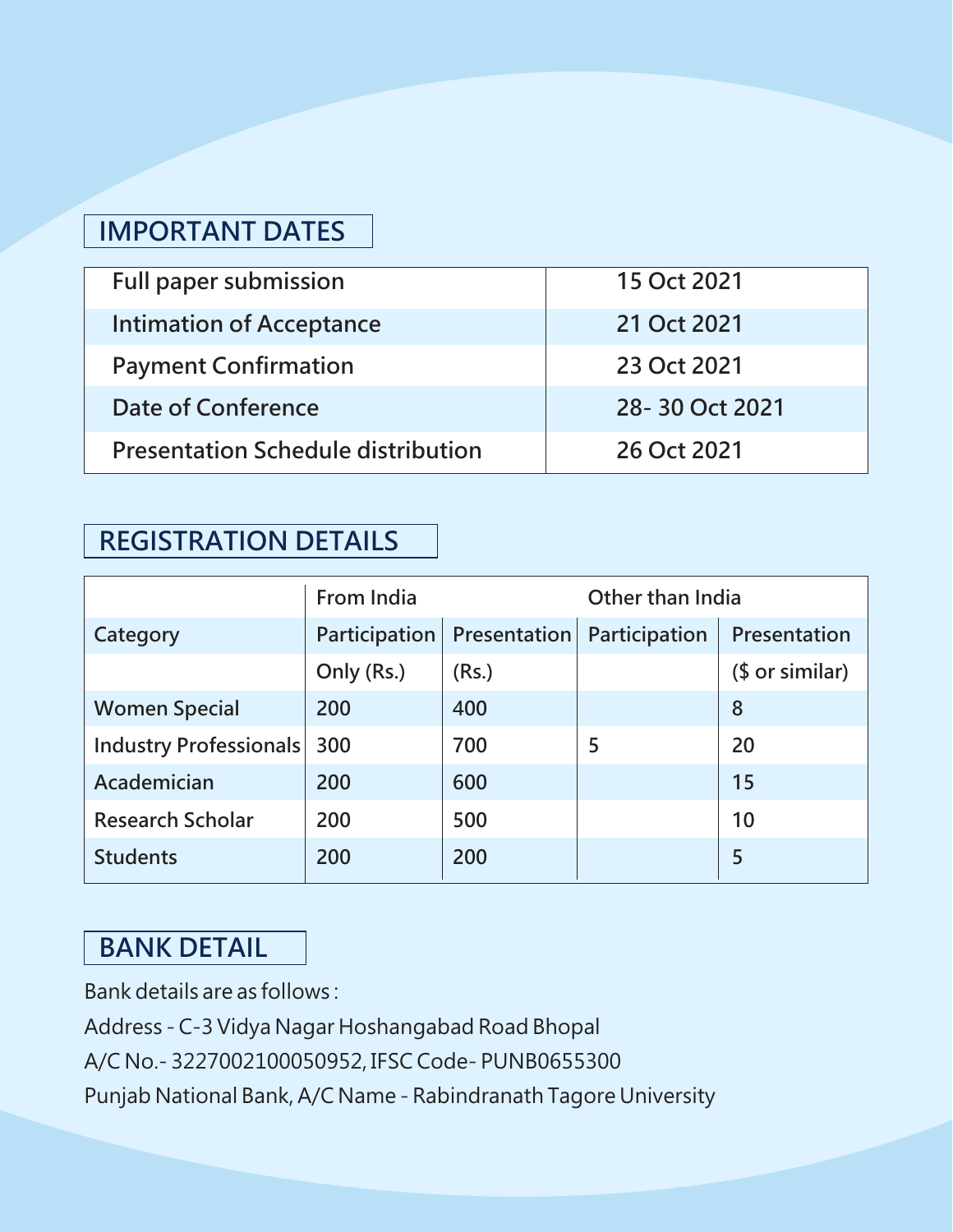## IMPORTANT DATES

| | |
|---|---|
| Full paper submission | 15 Oct 2021 |
| Intimation of Acceptance | 21 Oct 2021 |
| Payment Confirmation | 23 Oct 2021 |
| Date of Conference | 28- 30 Oct 2021 |
| Presentation Schedule distribution | 26 Oct 2021 |

## REGISTRATION DETAILS

| | From India | | Other than India | |
|---|---|---|---|---|
| Category | Participation | Presentation | Participation | Presentation |
| | Only (Rs.) | (Rs.) | | ($ or similar) |
| Women Special | 200 | 400 | | 8 |
| Industry Professionals | 300 | 700 | 5 | 20 |
| Academician | 200 | 600 | | 15 |
| Research Scholar | 200 | 500 | | 10 |
| Students | 200 | 200 | | 5 |

## BANK DETAIL

Bank details are as follows :

Address - C-3 Vidya Nagar Hoshangabad Road Bhopal

A/C No.- 3227002100050952, IFSC Code- PUNB0655300

Punjab National Bank, A/C Name - Rabindranath Tagore University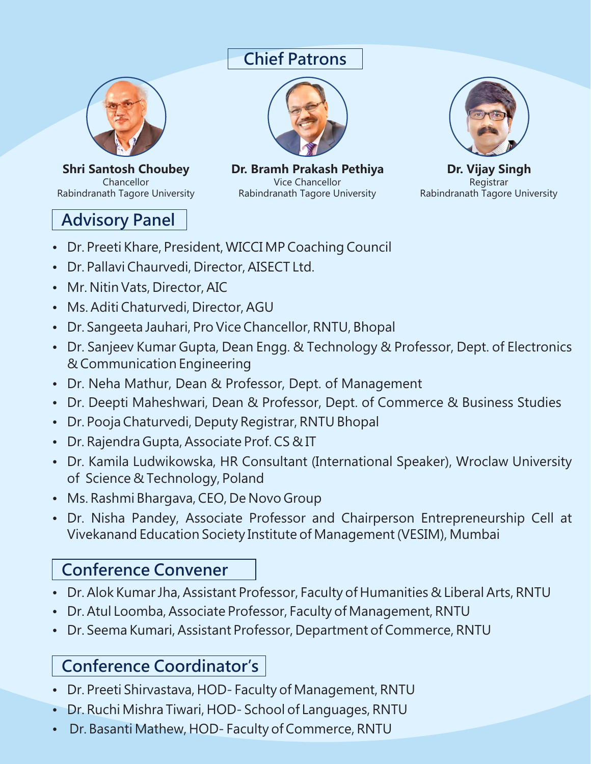## Chief Patrons

**Shri Santosh Choubey**
Chancellor
Rabindranath Tagore University

**Dr. Bramh Prakash Pethiya**
Vice Chancellor
Rabindranath Tagore University

**Dr. Vijay Singh**
Registrar
Rabindranath Tagore University

## Advisory Panel

- Dr. Preeti Khare, President, WICCI MP Coaching Council
- Dr. Pallavi Chaurvedi, Director, AISECT Ltd.
- Mr. Nitin Vats, Director, AIC
- Ms. Aditi Chaturvedi, Director, AGU
- Dr. Sangeeta Jauhari, Pro Vice Chancellor, RNTU, Bhopal
- Dr. Sanjeev Kumar Gupta, Dean Engg. & Technology & Professor, Dept. of Electronics & Communication Engineering
- Dr. Neha Mathur, Dean & Professor, Dept. of Management
- Dr. Deepti Maheshwari, Dean & Professor, Dept. of Commerce & Business Studies
- Dr. Pooja Chaturvedi, Deputy Registrar, RNTU Bhopal
- Dr. Rajendra Gupta, Associate Prof. CS & IT
- Dr. Kamila Ludwikowska, HR Consultant (International Speaker), Wroclaw University of Science & Technology, Poland
- Ms. Rashmi Bhargava, CEO, De Novo Group
- Dr. Nisha Pandey, Associate Professor and Chairperson Entrepreneurship Cell at Vivekanand Education Society Institute of Management (VESIM), Mumbai

## Conference Convener

- Dr. Alok Kumar Jha, Assistant Professor, Faculty of Humanities & Liberal Arts, RNTU
- Dr. Atul Loomba, Associate Professor, Faculty of Management, RNTU
- Dr. Seema Kumari, Assistant Professor, Department of Commerce, RNTU

## Conference Coordinator's

- Dr. Preeti Shirvastava, HOD- Faculty of Management, RNTU
- Dr. Ruchi Mishra Tiwari, HOD- School of Languages, RNTU
- Dr. Basanti Mathew, HOD- Faculty of Commerce, RNTU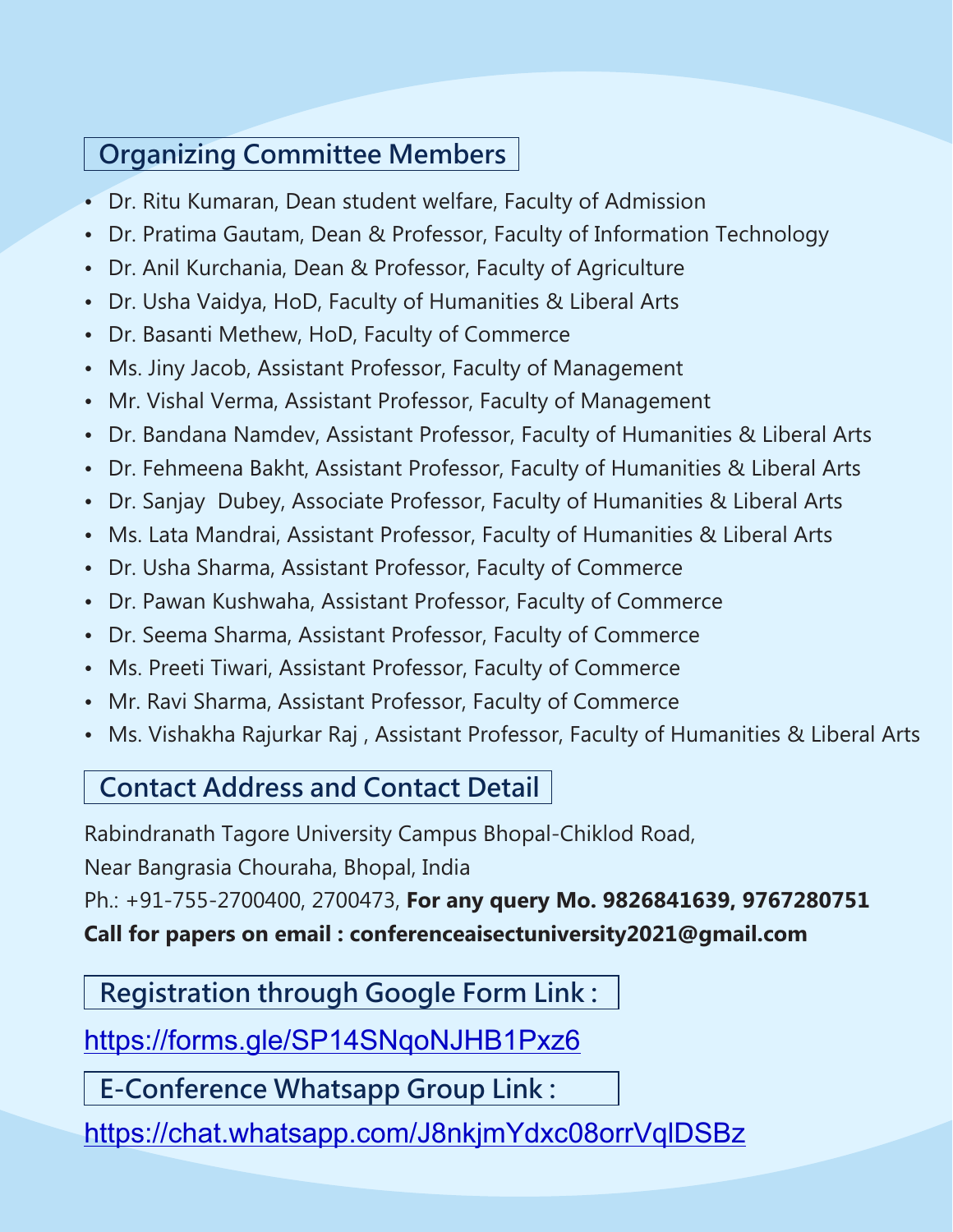## Organizing Committee Members

- Dr. Ritu Kumaran, Dean student welfare, Faculty of Admission
- Dr. Pratima Gautam, Dean & Professor, Faculty of Information Technology
- Dr. Anil Kurchania, Dean & Professor, Faculty of Agriculture
- Dr. Usha Vaidya, HoD, Faculty of Humanities & Liberal Arts
- Dr. Basanti Methew, HoD, Faculty of Commerce
- Ms. Jiny Jacob, Assistant Professor, Faculty of Management
- Mr. Vishal Verma, Assistant Professor, Faculty of Management
- Dr. Bandana Namdev, Assistant Professor, Faculty of Humanities & Liberal Arts
- Dr. Fehmeena Bakht, Assistant Professor, Faculty of Humanities & Liberal Arts
- Dr. Sanjay Dubey, Associate Professor, Faculty of Humanities & Liberal Arts
- Ms. Lata Mandrai, Assistant Professor, Faculty of Humanities & Liberal Arts
- Dr. Usha Sharma, Assistant Professor, Faculty of Commerce
- Dr. Pawan Kushwaha, Assistant Professor, Faculty of Commerce
- Dr. Seema Sharma, Assistant Professor, Faculty of Commerce
- Ms. Preeti Tiwari, Assistant Professor, Faculty of Commerce
- Mr. Ravi Sharma, Assistant Professor, Faculty of Commerce
- Ms. Vishakha Rajurkar Raj , Assistant Professor, Faculty of Humanities & Liberal Arts

## Contact Address and Contact Detail

Rabindranath Tagore University Campus Bhopal-Chiklod Road,

Near Bangrasia Chouraha, Bhopal, India

Ph.: +91-755-2700400, 2700473, **For any query Mo. 9826841639, 9767280751**

**Call for papers on email : conferenceaisectuniversity2021@gmail.com**

## Registration through Google Form Link :

https://forms.gle/SP14SNqoNJHB1Pxz6

## E-Conference Whatsapp Group Link :

https://chat.whatsapp.com/J8nkjmYdxc08orrVqlDSBz